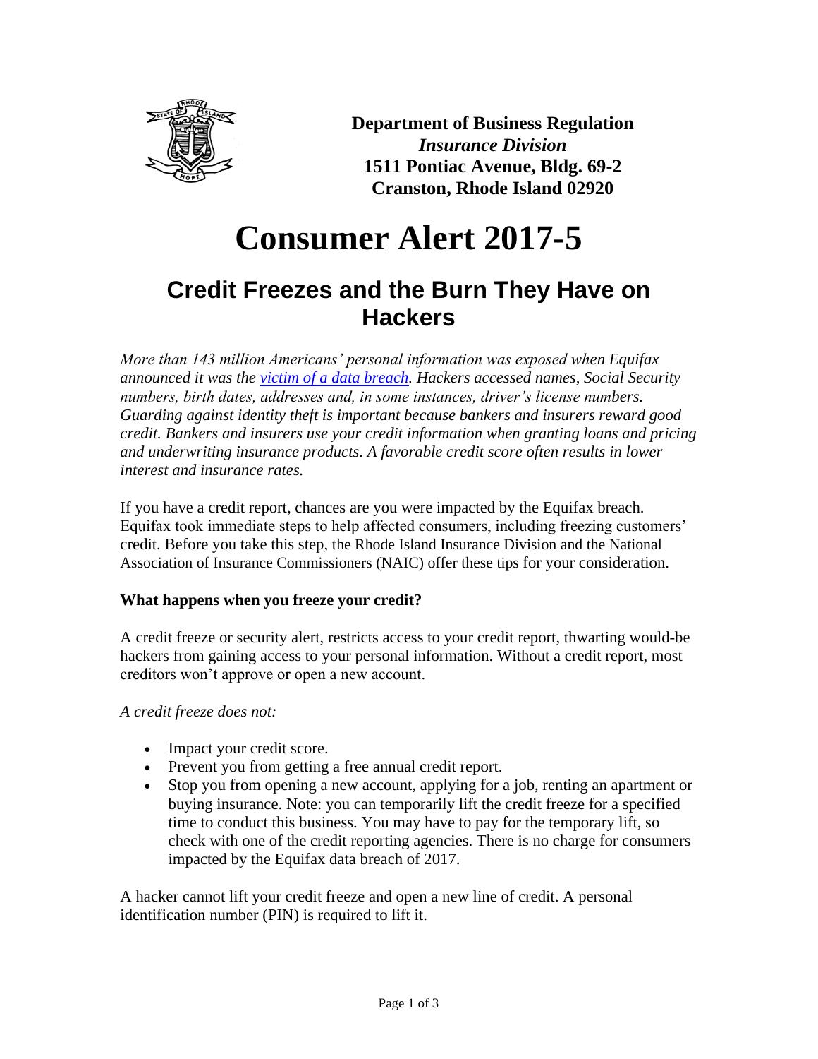**Department of Business Regulation**
***Insurance Division***
**1511 Pontiac Avenue, Bldg. 69-2**
**Cranston, Rhode Island 02920**

# Consumer Alert 2017-5

## Credit Freezes and the Burn They Have on Hackers

*More than 143 million Americans' personal information was exposed when Equifax announced it was the victim of a data breach. Hackers accessed names, Social Security numbers, birth dates, addresses and, in some instances, driver's license numbers. Guarding against identity theft is important because bankers and insurers reward good credit. Bankers and insurers use your credit information when granting loans and pricing and underwriting insurance products. A favorable credit score often results in lower interest and insurance rates.*

If you have a credit report, chances are you were impacted by the Equifax breach. Equifax took immediate steps to help affected consumers, including freezing customers' credit. Before you take this step, the Rhode Island Insurance Division and the National Association of Insurance Commissioners (NAIC) offer these tips for your consideration.

**What happens when you freeze your credit?**

A credit freeze or security alert, restricts access to your credit report, thwarting would-be hackers from gaining access to your personal information. Without a credit report, most creditors won't approve or open a new account.

*A credit freeze does not:*

- Impact your credit score.
- Prevent you from getting a free annual credit report.
- Stop you from opening a new account, applying for a job, renting an apartment or buying insurance. Note: you can temporarily lift the credit freeze for a specified time to conduct this business. You may have to pay for the temporary lift, so check with one of the credit reporting agencies. There is no charge for consumers impacted by the Equifax data breach of 2017.

A hacker cannot lift your credit freeze and open a new line of credit. A personal identification number (PIN) is required to lift it.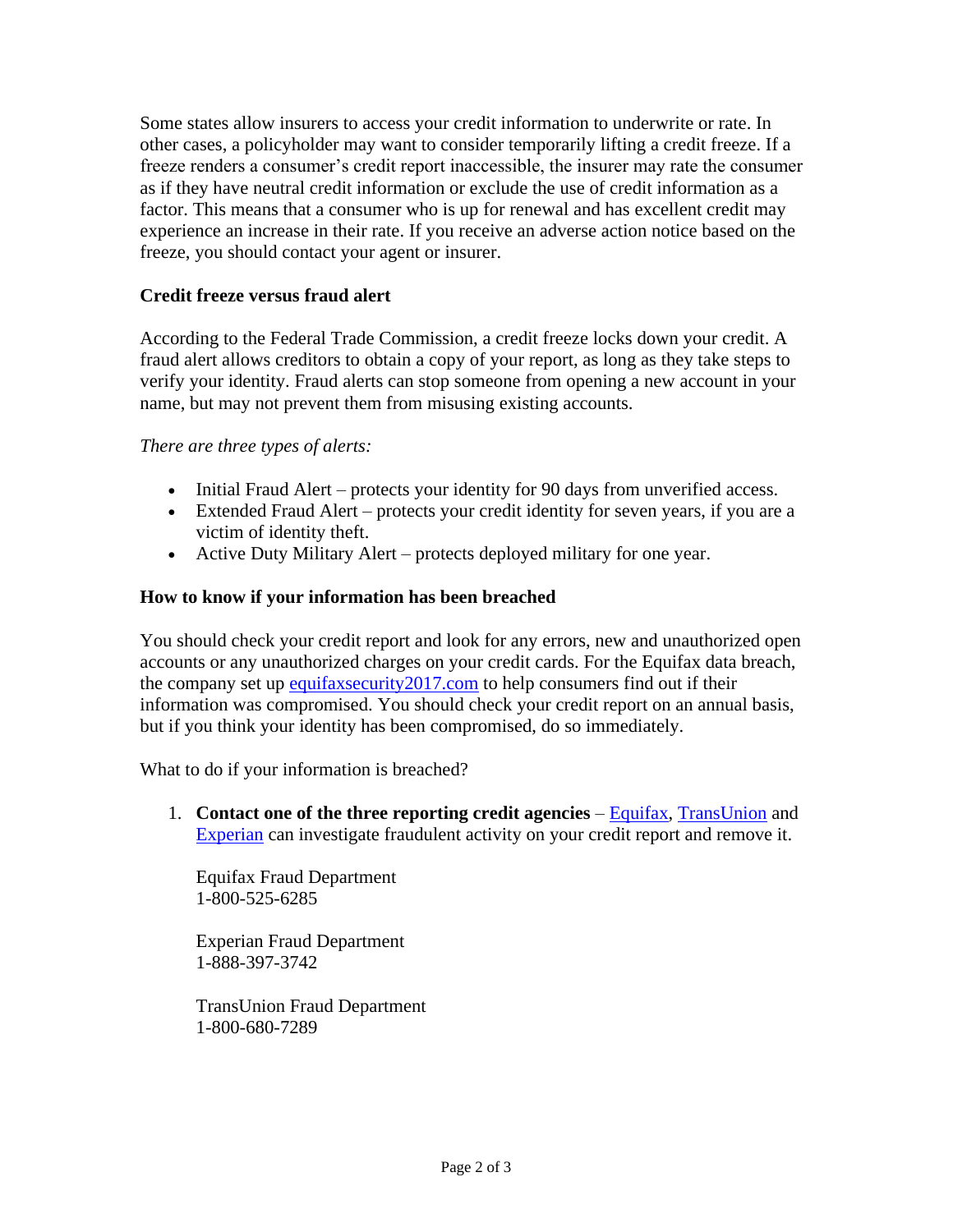Some states allow insurers to access your credit information to underwrite or rate. In other cases, a policyholder may want to consider temporarily lifting a credit freeze. If a freeze renders a consumer's credit report inaccessible, the insurer may rate the consumer as if they have neutral credit information or exclude the use of credit information as a factor. This means that a consumer who is up for renewal and has excellent credit may experience an increase in their rate. If you receive an adverse action notice based on the freeze, you should contact your agent or insurer.

### Credit freeze versus fraud alert

According to the Federal Trade Commission, a credit freeze locks down your credit. A fraud alert allows creditors to obtain a copy of your report, as long as they take steps to verify your identity. Fraud alerts can stop someone from opening a new account in your name, but may not prevent them from misusing existing accounts.

*There are three types of alerts:*

- Initial Fraud Alert – protects your identity for 90 days from unverified access.
- Extended Fraud Alert – protects your credit identity for seven years, if you are a victim of identity theft.
- Active Duty Military Alert – protects deployed military for one year.

### How to know if your information has been breached

You should check your credit report and look for any errors, new and unauthorized open accounts or any unauthorized charges on your credit cards. For the Equifax data breach, the company set up equifaxsecurity2017.com to help consumers find out if their information was compromised. You should check your credit report on an annual basis, but if you think your identity has been compromised, do so immediately.

What to do if your information is breached?

1. **Contact one of the three reporting credit agencies** – Equifax, TransUnion and Experian can investigate fraudulent activity on your credit report and remove it.

   Equifax Fraud Department
   1-800-525-6285

   Experian Fraud Department
   1-888-397-3742

   TransUnion Fraud Department
   1-800-680-7289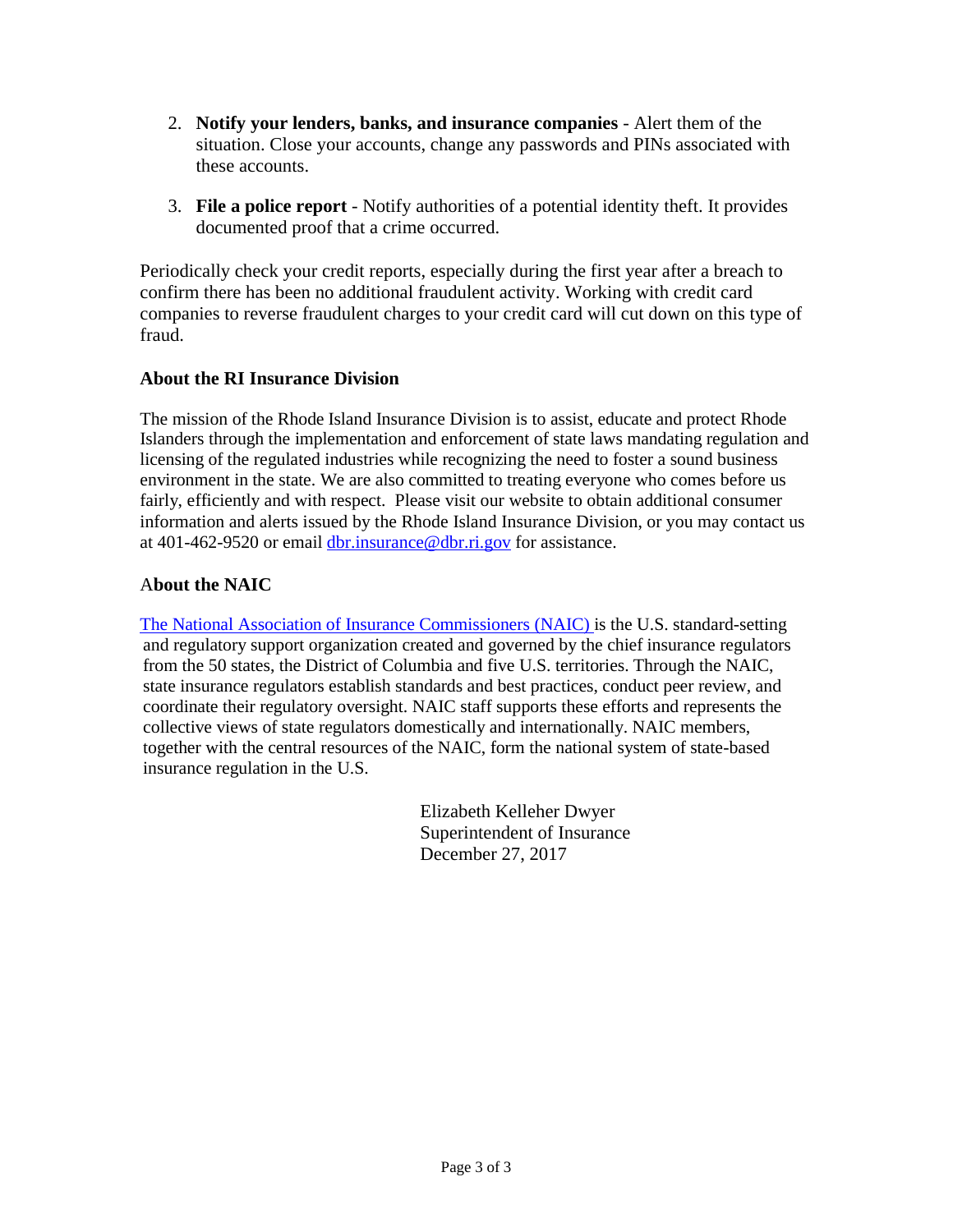2. **Notify your lenders, banks, and insurance companies** - Alert them of the situation. Close your accounts, change any passwords and PINs associated with these accounts.

3. **File a police report** - Notify authorities of a potential identity theft. It provides documented proof that a crime occurred.

Periodically check your credit reports, especially during the first year after a breach to confirm there has been no additional fraudulent activity. Working with credit card companies to reverse fraudulent charges to your credit card will cut down on this type of fraud.

### About the RI Insurance Division

The mission of the Rhode Island Insurance Division is to assist, educate and protect Rhode Islanders through the implementation and enforcement of state laws mandating regulation and licensing of the regulated industries while recognizing the need to foster a sound business environment in the state. We are also committed to treating everyone who comes before us fairly, efficiently and with respect. Please visit our website to obtain additional consumer information and alerts issued by the Rhode Island Insurance Division, or you may contact us at 401-462-9520 or email dbr.insurance@dbr.ri.gov for assistance.

### About the NAIC

The National Association of Insurance Commissioners (NAIC) is the U.S. standard-setting and regulatory support organization created and governed by the chief insurance regulators from the 50 states, the District of Columbia and five U.S. territories. Through the NAIC, state insurance regulators establish standards and best practices, conduct peer review, and coordinate their regulatory oversight. NAIC staff supports these efforts and represents the collective views of state regulators domestically and internationally. NAIC members, together with the central resources of the NAIC, form the national system of state-based insurance regulation in the U.S.

Elizabeth Kelleher Dwyer
Superintendent of Insurance
December 27, 2017